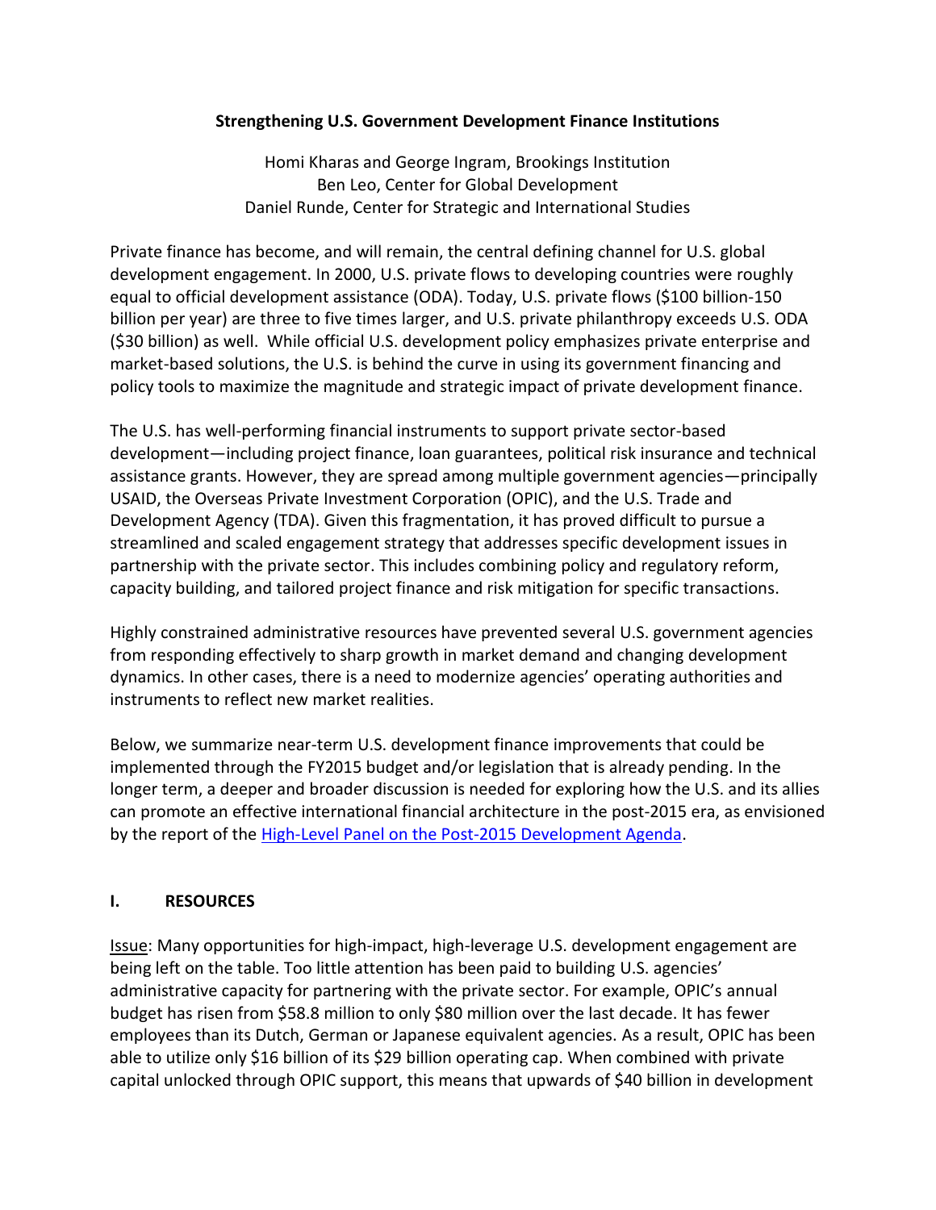# Strengthening U.S. Government Development Finance Institutions

Homi Kharas and George Ingram, Brookings Institution
Ben Leo, Center for Global Development
Daniel Runde, Center for Strategic and International Studies

Private finance has become, and will remain, the central defining channel for U.S. global development engagement. In 2000, U.S. private flows to developing countries were roughly equal to official development assistance (ODA). Today, U.S. private flows ($100 billion-150 billion per year) are three to five times larger, and U.S. private philanthropy exceeds U.S. ODA ($30 billion) as well. While official U.S. development policy emphasizes private enterprise and market-based solutions, the U.S. is behind the curve in using its government financing and policy tools to maximize the magnitude and strategic impact of private development finance.

The U.S. has well-performing financial instruments to support private sector-based development—including project finance, loan guarantees, political risk insurance and technical assistance grants. However, they are spread among multiple government agencies—principally USAID, the Overseas Private Investment Corporation (OPIC), and the U.S. Trade and Development Agency (TDA). Given this fragmentation, it has proved difficult to pursue a streamlined and scaled engagement strategy that addresses specific development issues in partnership with the private sector. This includes combining policy and regulatory reform, capacity building, and tailored project finance and risk mitigation for specific transactions.

Highly constrained administrative resources have prevented several U.S. government agencies from responding effectively to sharp growth in market demand and changing development dynamics. In other cases, there is a need to modernize agencies' operating authorities and instruments to reflect new market realities.

Below, we summarize near-term U.S. development finance improvements that could be implemented through the FY2015 budget and/or legislation that is already pending. In the longer term, a deeper and broader discussion is needed for exploring how the U.S. and its allies can promote an effective international financial architecture in the post-2015 era, as envisioned by the report of the High-Level Panel on the Post-2015 Development Agenda.

## I. RESOURCES

Issue: Many opportunities for high-impact, high-leverage U.S. development engagement are being left on the table. Too little attention has been paid to building U.S. agencies' administrative capacity for partnering with the private sector. For example, OPIC's annual budget has risen from $58.8 million to only $80 million over the last decade. It has fewer employees than its Dutch, German or Japanese equivalent agencies. As a result, OPIC has been able to utilize only $16 billion of its $29 billion operating cap. When combined with private capital unlocked through OPIC support, this means that upwards of $40 billion in development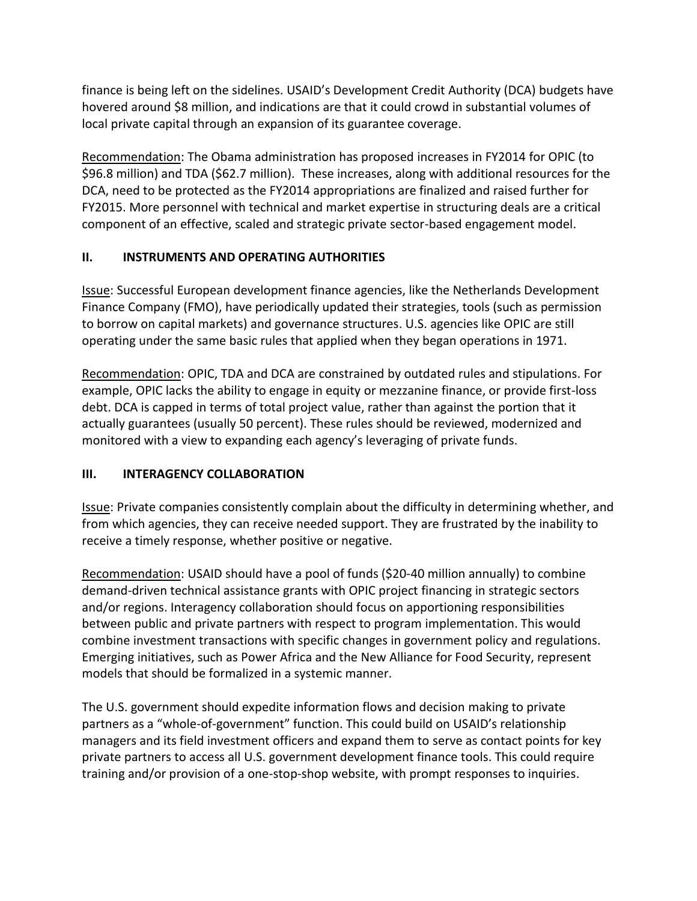finance is being left on the sidelines. USAID's Development Credit Authority (DCA) budgets have hovered around $8 million, and indications are that it could crowd in substantial volumes of local private capital through an expansion of its guarantee coverage.

Recommendation: The Obama administration has proposed increases in FY2014 for OPIC (to $96.8 million) and TDA ($62.7 million). These increases, along with additional resources for the DCA, need to be protected as the FY2014 appropriations are finalized and raised further for FY2015. More personnel with technical and market expertise in structuring deals are a critical component of an effective, scaled and strategic private sector-based engagement model.

## II. INSTRUMENTS AND OPERATING AUTHORITIES

Issue: Successful European development finance agencies, like the Netherlands Development Finance Company (FMO), have periodically updated their strategies, tools (such as permission to borrow on capital markets) and governance structures. U.S. agencies like OPIC are still operating under the same basic rules that applied when they began operations in 1971.

Recommendation: OPIC, TDA and DCA are constrained by outdated rules and stipulations. For example, OPIC lacks the ability to engage in equity or mezzanine finance, or provide first-loss debt. DCA is capped in terms of total project value, rather than against the portion that it actually guarantees (usually 50 percent). These rules should be reviewed, modernized and monitored with a view to expanding each agency's leveraging of private funds.

## III. INTERAGENCY COLLABORATION

Issue: Private companies consistently complain about the difficulty in determining whether, and from which agencies, they can receive needed support. They are frustrated by the inability to receive a timely response, whether positive or negative.

Recommendation: USAID should have a pool of funds ($20-40 million annually) to combine demand-driven technical assistance grants with OPIC project financing in strategic sectors and/or regions. Interagency collaboration should focus on apportioning responsibilities between public and private partners with respect to program implementation. This would combine investment transactions with specific changes in government policy and regulations. Emerging initiatives, such as Power Africa and the New Alliance for Food Security, represent models that should be formalized in a systemic manner.

The U.S. government should expedite information flows and decision making to private partners as a "whole-of-government" function. This could build on USAID's relationship managers and its field investment officers and expand them to serve as contact points for key private partners to access all U.S. government development finance tools. This could require training and/or provision of a one-stop-shop website, with prompt responses to inquiries.